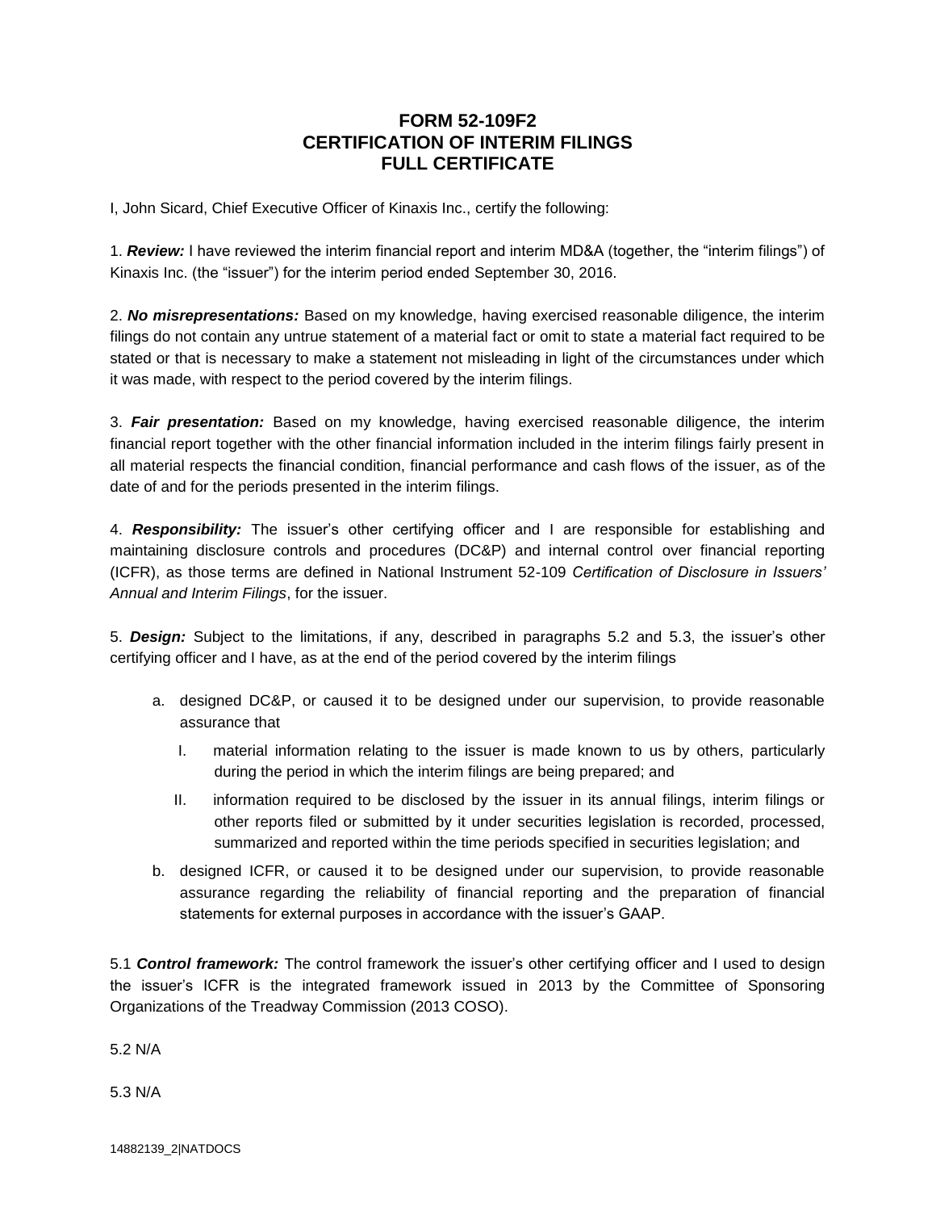# FORM 52-109F2
# CERTIFICATION OF INTERIM FILINGS
# FULL CERTIFICATE

I, John Sicard, Chief Executive Officer of Kinaxis Inc., certify the following:

1. ***Review:*** I have reviewed the interim financial report and interim MD&A (together, the "interim filings") of Kinaxis Inc. (the "issuer") for the interim period ended September 30, 2016.

2. ***No misrepresentations:*** Based on my knowledge, having exercised reasonable diligence, the interim filings do not contain any untrue statement of a material fact or omit to state a material fact required to be stated or that is necessary to make a statement not misleading in light of the circumstances under which it was made, with respect to the period covered by the interim filings.

3. ***Fair presentation:*** Based on my knowledge, having exercised reasonable diligence, the interim financial report together with the other financial information included in the interim filings fairly present in all material respects the financial condition, financial performance and cash flows of the issuer, as of the date of and for the periods presented in the interim filings.

4. ***Responsibility:*** The issuer's other certifying officer and I are responsible for establishing and maintaining disclosure controls and procedures (DC&P) and internal control over financial reporting (ICFR), as those terms are defined in National Instrument 52-109 *Certification of Disclosure in Issuers' Annual and Interim Filings*, for the issuer.

5. ***Design:*** Subject to the limitations, if any, described in paragraphs 5.2 and 5.3, the issuer's other certifying officer and I have, as at the end of the period covered by the interim filings

   a. designed DC&P, or caused it to be designed under our supervision, to provide reasonable assurance that

      I. material information relating to the issuer is made known to us by others, particularly during the period in which the interim filings are being prepared; and

      II. information required to be disclosed by the issuer in its annual filings, interim filings or other reports filed or submitted by it under securities legislation is recorded, processed, summarized and reported within the time periods specified in securities legislation; and

   b. designed ICFR, or caused it to be designed under our supervision, to provide reasonable assurance regarding the reliability of financial reporting and the preparation of financial statements for external purposes in accordance with the issuer's GAAP.

5.1 ***Control framework:*** The control framework the issuer's other certifying officer and I used to design the issuer's ICFR is the integrated framework issued in 2013 by the Committee of Sponsoring Organizations of the Treadway Commission (2013 COSO).

5.2 N/A

5.3 N/A

14882139_2|NATDOCS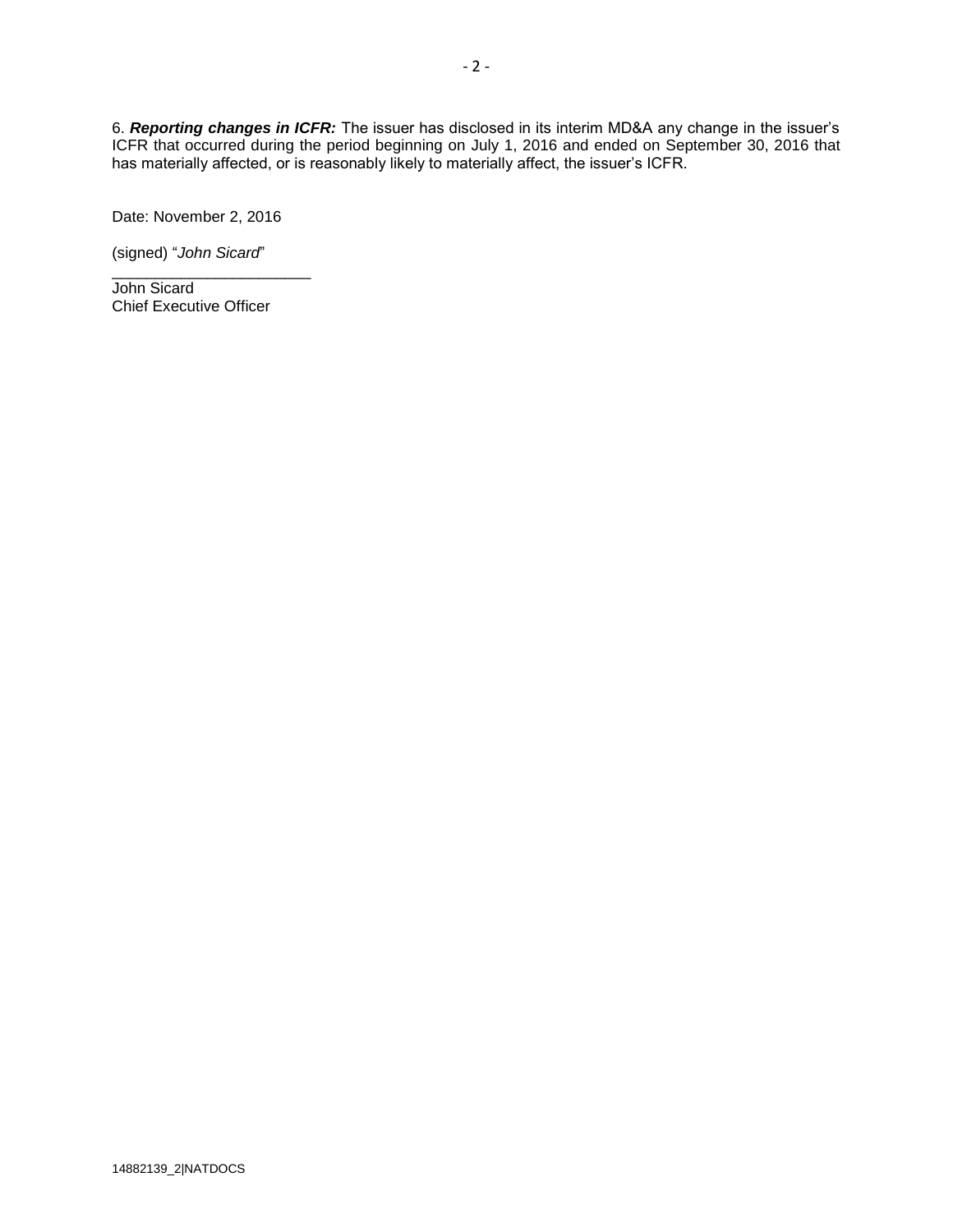6. ***Reporting changes in ICFR:*** The issuer has disclosed in its interim MD&A any change in the issuer's ICFR that occurred during the period beginning on July 1, 2016 and ended on September 30, 2016 that has materially affected, or is reasonably likely to materially affect, the issuer's ICFR.

Date: November 2, 2016

(signed) "*John Sicard*"

_______________________

John Sicard
Chief Executive Officer

14882139_2|NATDOCS